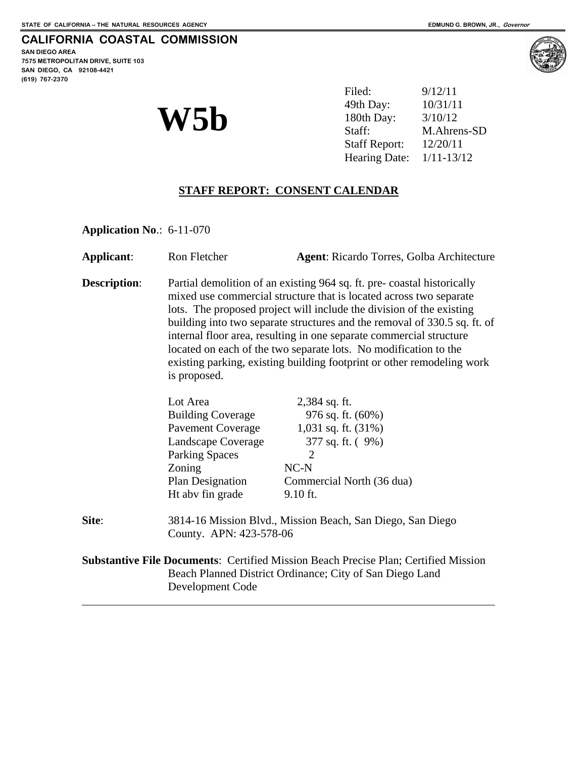STATE OF CALIFORNIA -- THE NATURAL RESOURCES AGENCY

EDMUND G. BROWN, JR., *Governor*

**CALIFORNIA COASTAL COMMISSION**
**SAN DIEGO AREA**
**7575 METROPOLITAN DRIVE, SUITE 103**
**SAN DIEGO, CA 92108-4421**
**(619) 767-2370**

# W5b

| | |
|---|---|
| Filed: | 9/12/11 |
| 49th Day: | 10/31/11 |
| 180th Day: | 3/10/12 |
| Staff: | M.Ahrens-SD |
| Staff Report: | 12/20/11 |
| Hearing Date: | 1/11-13/12 |

## STAFF REPORT: CONSENT CALENDAR

**Application No.**: 6-11-070

**Applicant**: Ron Fletcher **Agent**: Ricardo Torres, Golba Architecture

**Description**: Partial demolition of an existing 964 sq. ft. pre- coastal historically mixed use commercial structure that is located across two separate lots. The proposed project will include the division of the existing building into two separate structures and the removal of 330.5 sq. ft. of internal floor area, resulting in one separate commercial structure located on each of the two separate lots. No modification to the existing parking, existing building footprint or other remodeling work is proposed.

| | |
|---|---|
| Lot Area | 2,384 sq. ft. |
| Building Coverage | 976 sq. ft. (60%) |
| Pavement Coverage | 1,031 sq. ft. (31%) |
| Landscape Coverage | 377 sq. ft. ( 9%) |
| Parking Spaces | 2 |
| Zoning | NC-N |
| Plan Designation | Commercial North (36 dua) |
| Ht abv fin grade | 9.10 ft. |

**Site**: 3814-16 Mission Blvd., Mission Beach, San Diego, San Diego County. APN: 423-578-06

**Substantive File Documents**: Certified Mission Beach Precise Plan; Certified Mission Beach Planned District Ordinance; City of San Diego Land Development Code

---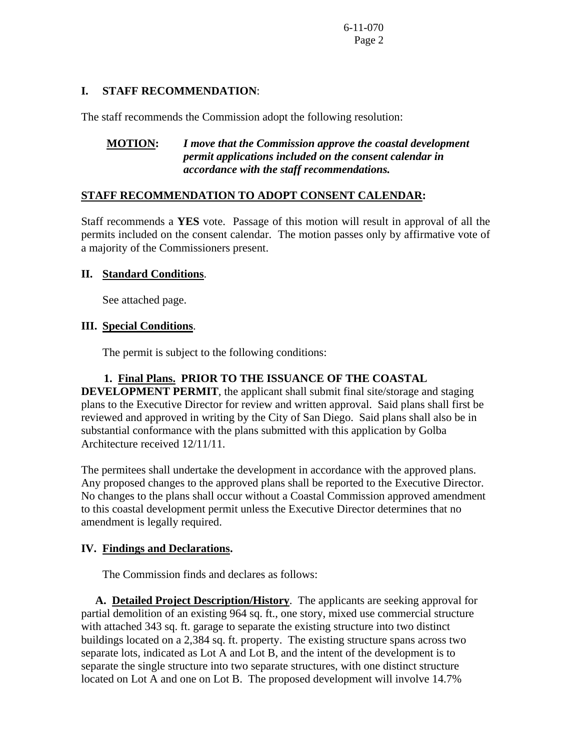## I. STAFF RECOMMENDATION:

The staff recommends the Commission adopt the following resolution:

**MOTION:** ***I move that the Commission approve the coastal development permit applications included on the consent calendar in accordance with the staff recommendations.***

**STAFF RECOMMENDATION TO ADOPT CONSENT CALENDAR:**

Staff recommends a **YES** vote. Passage of this motion will result in approval of all the permits included on the consent calendar. The motion passes only by affirmative vote of a majority of the Commissioners present.

## II. Standard Conditions.

See attached page.

## III. Special Conditions.

The permit is subject to the following conditions:

**1. Final Plans. PRIOR TO THE ISSUANCE OF THE COASTAL DEVELOPMENT PERMIT**, the applicant shall submit final site/storage and staging plans to the Executive Director for review and written approval. Said plans shall first be reviewed and approved in writing by the City of San Diego. Said plans shall also be in substantial conformance with the plans submitted with this application by Golba Architecture received 12/11/11.

The permitees shall undertake the development in accordance with the approved plans. Any proposed changes to the approved plans shall be reported to the Executive Director. No changes to the plans shall occur without a Coastal Commission approved amendment to this coastal development permit unless the Executive Director determines that no amendment is legally required.

## IV. Findings and Declarations.

The Commission finds and declares as follows:

**A. Detailed Project Description/History**. The applicants are seeking approval for partial demolition of an existing 964 sq. ft., one story, mixed use commercial structure with attached 343 sq. ft. garage to separate the existing structure into two distinct buildings located on a 2,384 sq. ft. property. The existing structure spans across two separate lots, indicated as Lot A and Lot B, and the intent of the development is to separate the single structure into two separate structures, with one distinct structure located on Lot A and one on Lot B. The proposed development will involve 14.7%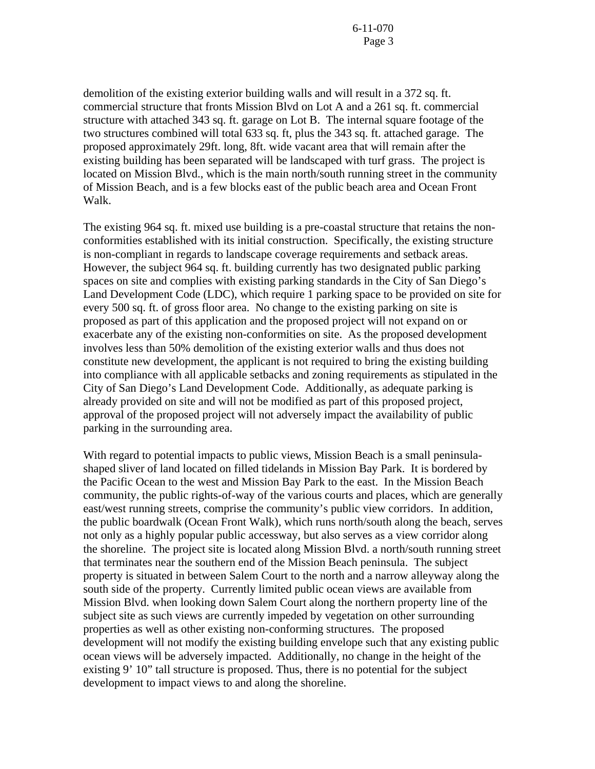demolition of the existing exterior building walls and will result in a 372 sq. ft. commercial structure that fronts Mission Blvd on Lot A and a 261 sq. ft. commercial structure with attached 343 sq. ft. garage on Lot B. The internal square footage of the two structures combined will total 633 sq. ft, plus the 343 sq. ft. attached garage. The proposed approximately 29ft. long, 8ft. wide vacant area that will remain after the existing building has been separated will be landscaped with turf grass. The project is located on Mission Blvd., which is the main north/south running street in the community of Mission Beach, and is a few blocks east of the public beach area and Ocean Front Walk.

The existing 964 sq. ft. mixed use building is a pre-coastal structure that retains the non-conformities established with its initial construction. Specifically, the existing structure is non-compliant in regards to landscape coverage requirements and setback areas. However, the subject 964 sq. ft. building currently has two designated public parking spaces on site and complies with existing parking standards in the City of San Diego's Land Development Code (LDC), which require 1 parking space to be provided on site for every 500 sq. ft. of gross floor area. No change to the existing parking on site is proposed as part of this application and the proposed project will not expand on or exacerbate any of the existing non-conformities on site. As the proposed development involves less than 50% demolition of the existing exterior walls and thus does not constitute new development, the applicant is not required to bring the existing building into compliance with all applicable setbacks and zoning requirements as stipulated in the City of San Diego's Land Development Code. Additionally, as adequate parking is already provided on site and will not be modified as part of this proposed project, approval of the proposed project will not adversely impact the availability of public parking in the surrounding area.

With regard to potential impacts to public views, Mission Beach is a small peninsula-shaped sliver of land located on filled tidelands in Mission Bay Park. It is bordered by the Pacific Ocean to the west and Mission Bay Park to the east. In the Mission Beach community, the public rights-of-way of the various courts and places, which are generally east/west running streets, comprise the community's public view corridors. In addition, the public boardwalk (Ocean Front Walk), which runs north/south along the beach, serves not only as a highly popular public accessway, but also serves as a view corridor along the shoreline. The project site is located along Mission Blvd. a north/south running street that terminates near the southern end of the Mission Beach peninsula. The subject property is situated in between Salem Court to the north and a narrow alleyway along the south side of the property. Currently limited public ocean views are available from Mission Blvd. when looking down Salem Court along the northern property line of the subject site as such views are currently impeded by vegetation on other surrounding properties as well as other existing non-conforming structures. The proposed development will not modify the existing building envelope such that any existing public ocean views will be adversely impacted. Additionally, no change in the height of the existing 9' 10" tall structure is proposed. Thus, there is no potential for the subject development to impact views to and along the shoreline.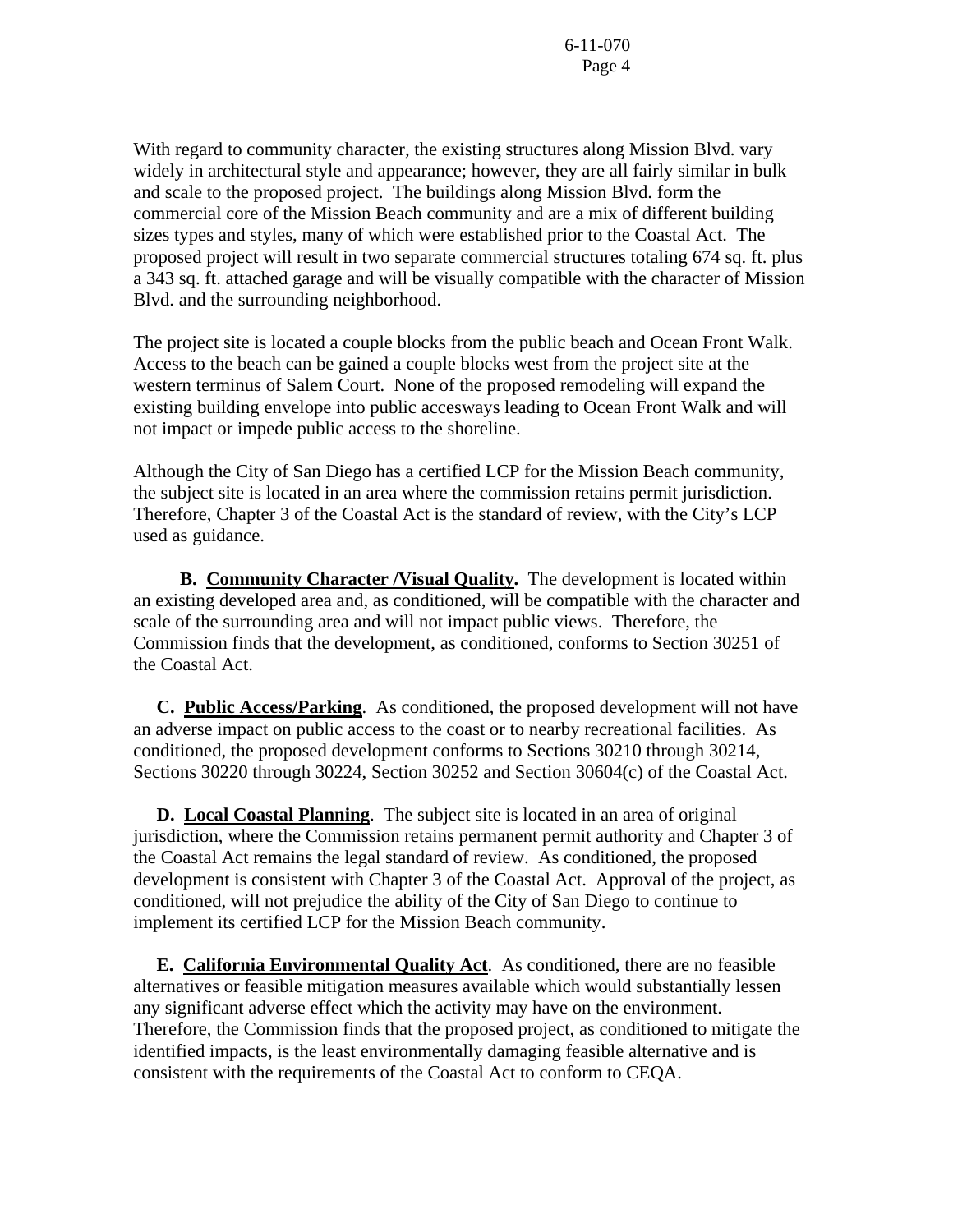With regard to community character, the existing structures along Mission Blvd. vary widely in architectural style and appearance; however, they are all fairly similar in bulk and scale to the proposed project. The buildings along Mission Blvd. form the commercial core of the Mission Beach community and are a mix of different building sizes types and styles, many of which were established prior to the Coastal Act. The proposed project will result in two separate commercial structures totaling 674 sq. ft. plus a 343 sq. ft. attached garage and will be visually compatible with the character of Mission Blvd. and the surrounding neighborhood.

The project site is located a couple blocks from the public beach and Ocean Front Walk. Access to the beach can be gained a couple blocks west from the project site at the western terminus of Salem Court. None of the proposed remodeling will expand the existing building envelope into public accesways leading to Ocean Front Walk and will not impact or impede public access to the shoreline.

Although the City of San Diego has a certified LCP for the Mission Beach community, the subject site is located in an area where the commission retains permit jurisdiction. Therefore, Chapter 3 of the Coastal Act is the standard of review, with the City's LCP used as guidance.

**B. <u>Community Character /Visual Quality</u>.** The development is located within an existing developed area and, as conditioned, will be compatible with the character and scale of the surrounding area and will not impact public views. Therefore, the Commission finds that the development, as conditioned, conforms to Section 30251 of the Coastal Act.

**C. <u>Public Access/Parking</u>**. As conditioned, the proposed development will not have an adverse impact on public access to the coast or to nearby recreational facilities. As conditioned, the proposed development conforms to Sections 30210 through 30214, Sections 30220 through 30224, Section 30252 and Section 30604(c) of the Coastal Act.

**D. <u>Local Coastal Planning</u>**. The subject site is located in an area of original jurisdiction, where the Commission retains permanent permit authority and Chapter 3 of the Coastal Act remains the legal standard of review. As conditioned, the proposed development is consistent with Chapter 3 of the Coastal Act. Approval of the project, as conditioned, will not prejudice the ability of the City of San Diego to continue to implement its certified LCP for the Mission Beach community.

**E. <u>California Environmental Quality Act</u>**. As conditioned, there are no feasible alternatives or feasible mitigation measures available which would substantially lessen any significant adverse effect which the activity may have on the environment. Therefore, the Commission finds that the proposed project, as conditioned to mitigate the identified impacts, is the least environmentally damaging feasible alternative and is consistent with the requirements of the Coastal Act to conform to CEQA.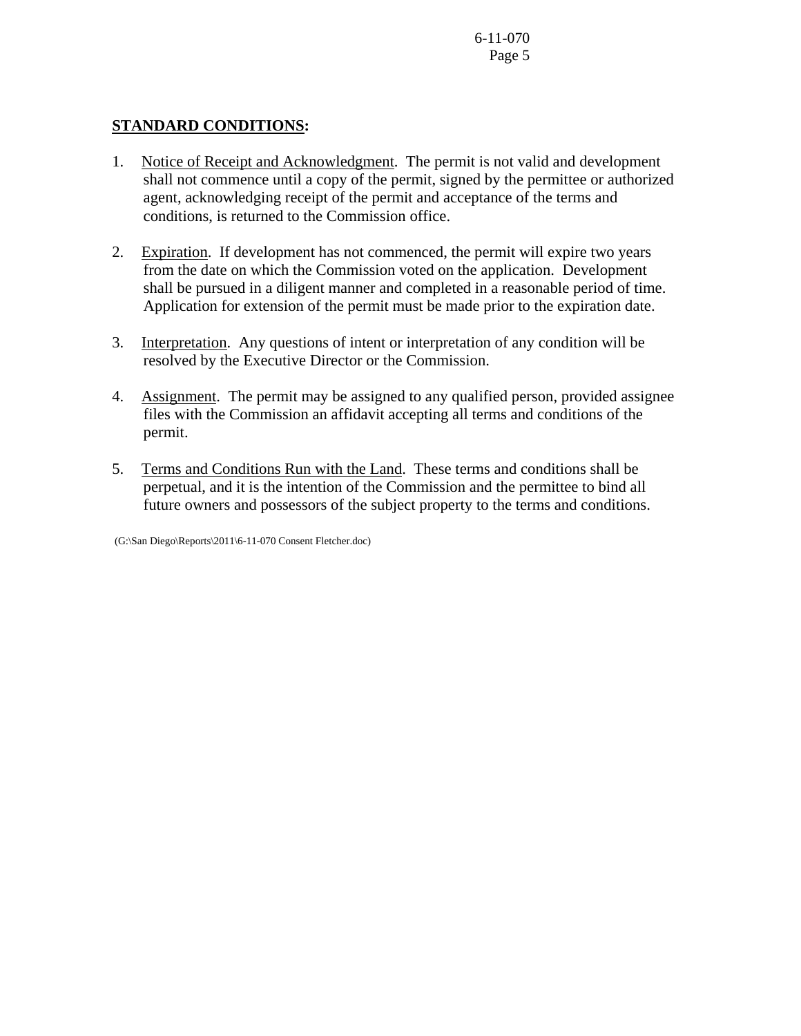**STANDARD CONDITIONS:**

1. Notice of Receipt and Acknowledgment. The permit is not valid and development shall not commence until a copy of the permit, signed by the permittee or authorized agent, acknowledging receipt of the permit and acceptance of the terms and conditions, is returned to the Commission office.

2. Expiration. If development has not commenced, the permit will expire two years from the date on which the Commission voted on the application. Development shall be pursued in a diligent manner and completed in a reasonable period of time. Application for extension of the permit must be made prior to the expiration date.

3. Interpretation. Any questions of intent or interpretation of any condition will be resolved by the Executive Director or the Commission.

4. Assignment. The permit may be assigned to any qualified person, provided assignee files with the Commission an affidavit accepting all terms and conditions of the permit.

5. Terms and Conditions Run with the Land. These terms and conditions shall be perpetual, and it is the intention of the Commission and the permittee to bind all future owners and possessors of the subject property to the terms and conditions.

(G:\San Diego\Reports\2011\6-11-070 Consent Fletcher.doc)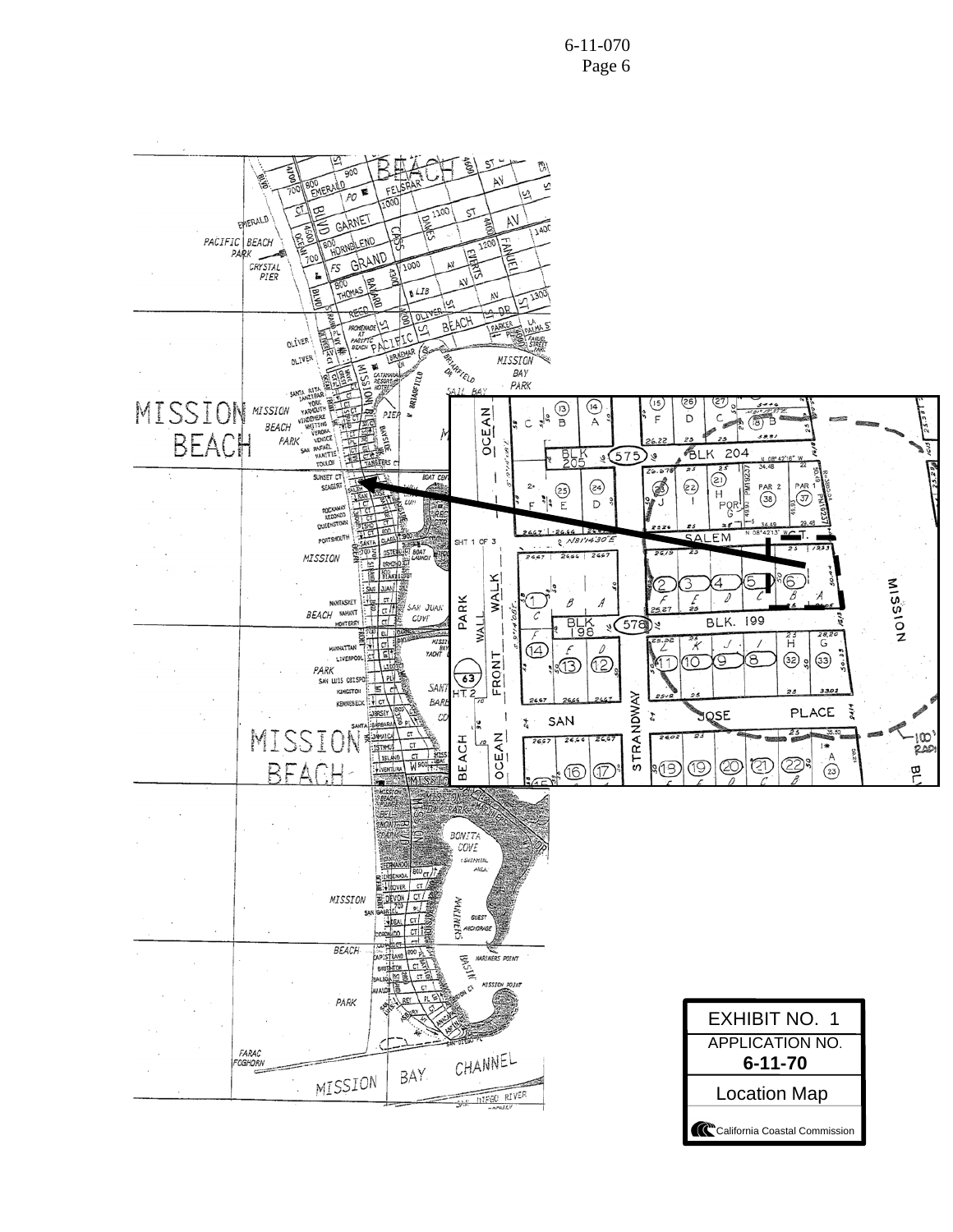EXHIBIT NO. 1

APPLICATION NO.

**6-11-70**

Location Map

California Coastal Commission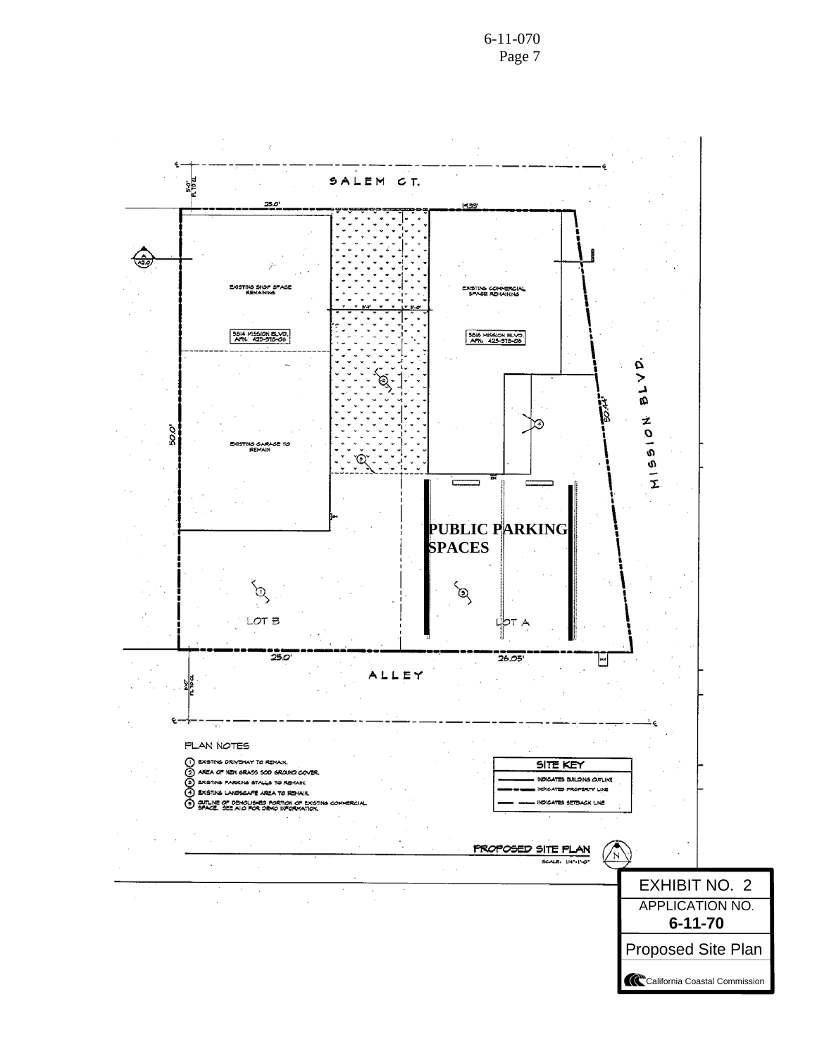SALEM CT.

25.0'

14.99'

EXISTING SHOP SPACE REMAINING

5814 MISSION BLVD. APN: 423-513-06

EXISTING COMMERCIAL SPACE REMAINING

5816 MISSION BLVD. APN: 423-513-06

50.0'

EXISTING GARAGE TO REMAIN

50.44'

MISSION BLVD.

**PUBLIC PARKING SPACES**

LOT B

LOT A

25.0'

26.05'

ALLEY

PLAN NOTES

1. EXISTING DRIVEWAY TO REMAIN.
2. AREA OF NEW GRASS SOD GROUND COVER.
3. EXISTING PARKING STALLS TO REMAIN.
4. EXISTING LANDSCAPE AREA TO REMAIN.
5. OUTLINE OF DEMOLISHED PORTION OF EXISTING COMMERCIAL SPACE. SEE A1.0 FOR DEMO INFORMATION.

SITE KEY

- INDICATES BUILDING OUTLINE
- INDICATES PROPERTY LINE
- INDICATES SETBACK LINE

PROPOSED SITE PLAN

SCALE: 1/4"=1'-0"

EXHIBIT NO. 2

APPLICATION NO.

**6-11-70**

Proposed Site Plan

California Coastal Commission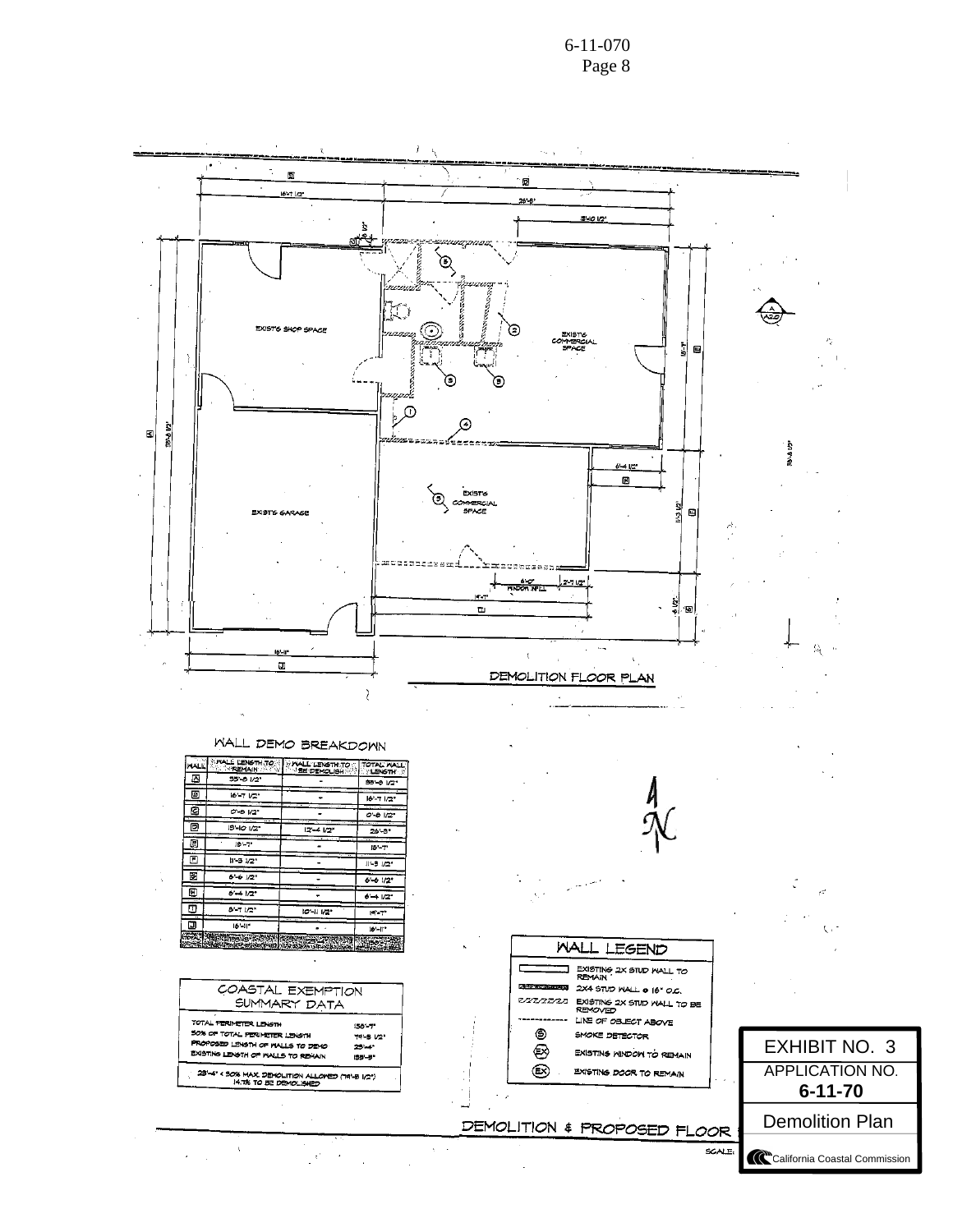EXIST'G SHOP SPACE

EXIST'G COMMERCIAL SPACE

EXIST'G GARAGE

EXIST'G COMMERCIAL SPACE

DEMOLITION FLOOR PLAN

## WALL DEMO BREAKDOWN

| WALL | WALL LENGTH TO REMAIN | WALL LENGTH TO BE DEMOLISH | TOTAL WALL LENGTH |
|---|---|---|---|
| A | 35'-8 1/2" | - | 35'-8 1/2" |
| B | 16'-7 1/2" | - | 16'-7 1/2" |
| C | 0'-8 1/2" | - | 0'-8 1/2" |
| D | 13'-10 1/2" | 12'-4 1/2" | 26'-3" |
| E | 18'-7" | - | 18'-7" |
| F | 11'-3 1/2" | - | 11'-3 1/2" |
| G | 6'-6 1/2" | - | 6'-6 1/2" |
| H | 6'-4 1/2" | - | 6'-4 1/2" |
| I | 8'-7 1/2" | 10'-11 1/2" | 19'-7" |
| J | 16'-11" | - | 16'-11" |
| TOTAL | | | |

## COASTAL EXEMPTION SUMMARY DATA

| | |
|---|---|
| TOTAL PERIMETER LENGTH | 158'-7" |
| 50% OF TOTAL PERIMETER LENGTH | 79'-3 1/2" |
| PROPOSED LENGTH OF WALLS TO DEMO | 23'-4" |
| EXISTING LENGTH OF WALLS TO REMAIN | 135'-3" |

23'-4" < 50% MAX. DEMOLITION ALLOWED (79'-3 1/2") 14.7% TO BE DEMOLISHED

## WALL LEGEND

- EXISTING 2X STUD WALL TO REMAIN
- 2X4 STUD WALL @ 16" O.C.
- EXISTING 2X STUD WALL TO BE REMOVED
- LINE OF OBJECT ABOVE
- (S) SMOKE DETECTOR
- (EX) EXISTING WINDOW TO REMAIN
- (EX) EXISTING DOOR TO REMAIN

DEMOLITION & PROPOSED FLOOR

SCALE:

EXHIBIT NO. 3
APPLICATION NO.
**6-11-70**
Demolition Plan
California Coastal Commission